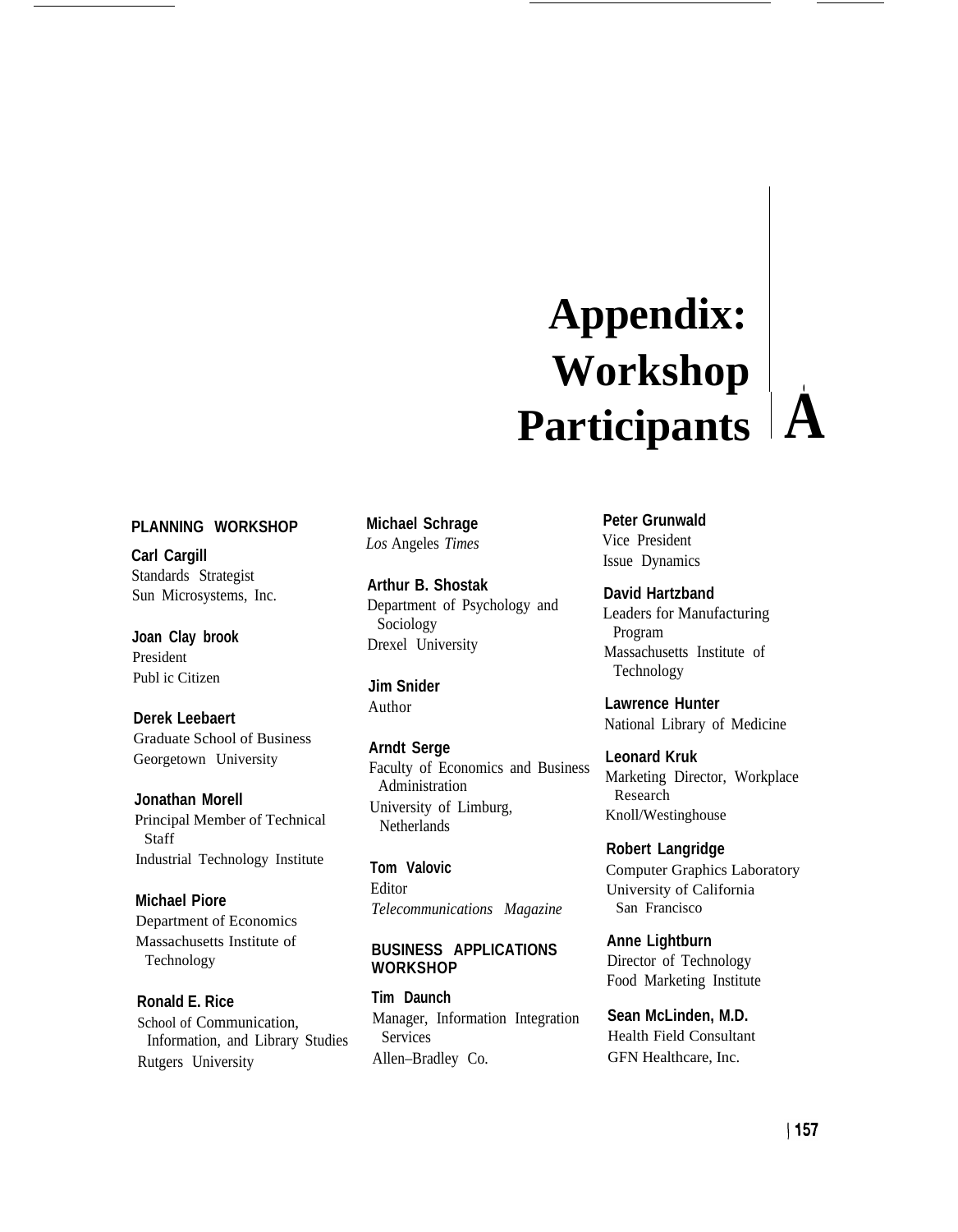# Appendix: Workshop Participants A

## PLANNING WORKSHOP

**Carl Cargill**
Standards Strategist
Sun Microsystems, Inc.

**Joan Clay brook**
President
Publ ic Citizen

**Derek Leebaert**
Graduate School of Business
Georgetown University

**Jonathan Morell**
Principal Member of Technical Staff
Industrial Technology Institute

**Michael Piore**
Department of Economics
Massachusetts Institute of Technology

**Ronald E. Rice**
School of Communication, Information, and Library Studies
Rutgers University

**Michael Schrage**
*Los* Angeles *Times*

**Arthur B. Shostak**
Department of Psychology and Sociology
Drexel University

**Jim Snider**
Author

**Arndt Serge**
Faculty of Economics and Business Administration
University of Limburg, Netherlands

**Tom Valovic**
Editor
*Telecommunications Magazine*

## BUSINESS APPLICATIONS WORKSHOP

**Tim Daunch**
Manager, Information Integration Services
Allen–Bradley Co.

**Peter Grunwald**
Vice President
Issue Dynamics

**David Hartzband**
Leaders for Manufacturing Program
Massachusetts Institute of Technology

**Lawrence Hunter**
National Library of Medicine

**Leonard Kruk**
Marketing Director, Workplace Research
Knoll/Westinghouse

**Robert Langridge**
Computer Graphics Laboratory
University of California San Francisco

**Anne Lightburn**
Director of Technology
Food Marketing Institute

**Sean McLinden, M.D.**
Health Field Consultant
GFN Healthcare, Inc.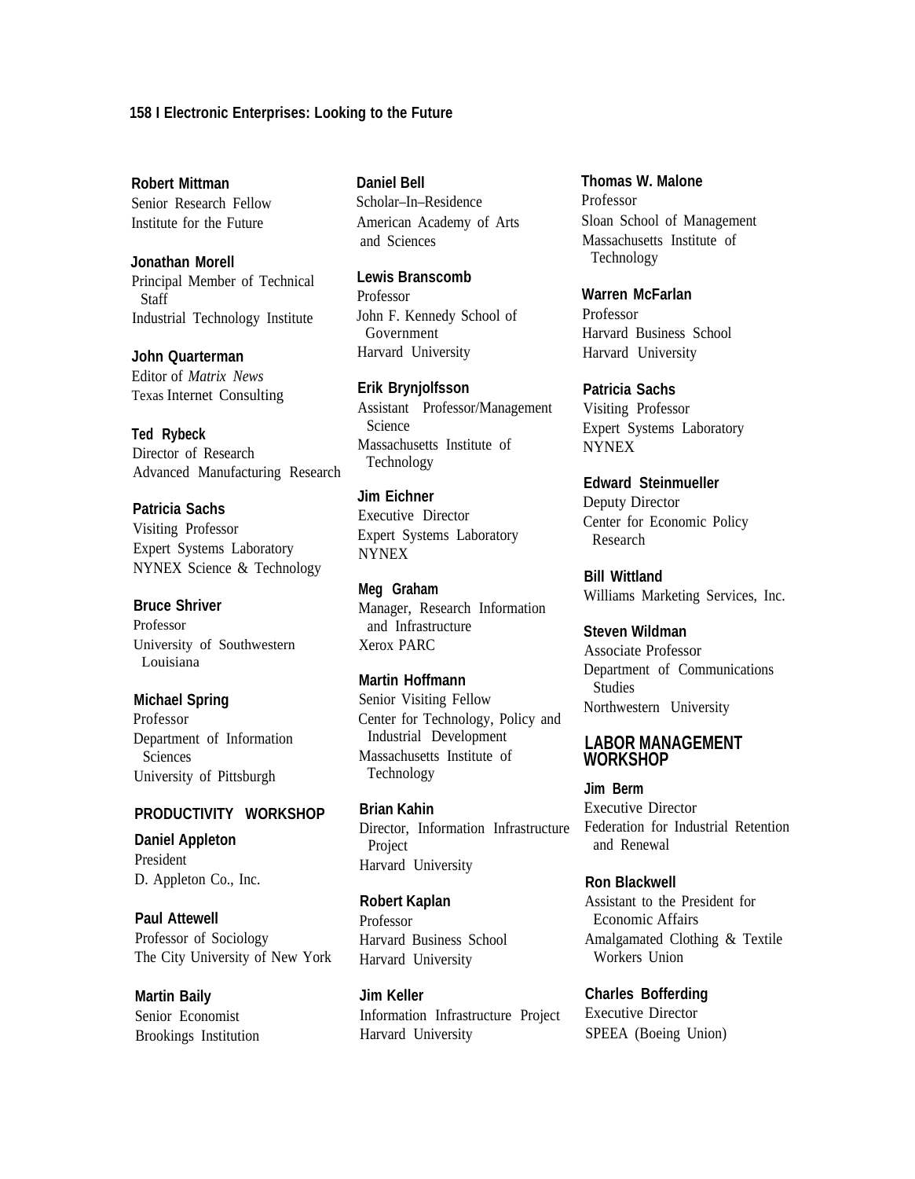**Robert Mittman**
Senior Research Fellow
Institute for the Future

**Jonathan Morell**
Principal Member of Technical Staff
Industrial Technology Institute

**John Quarterman**
Editor of *Matrix News*
Texas Internet Consulting

**Ted Rybeck**
Director of Research
Advanced Manufacturing Research

**Patricia Sachs**
Visiting Professor
Expert Systems Laboratory
NYNEX Science & Technology

**Bruce Shriver**
Professor
University of Southwestern Louisiana

**Michael Spring**
Professor
Department of Information Sciences
University of Pittsburgh

## PRODUCTIVITY WORKSHOP

**Daniel Appleton**
President
D. Appleton Co., Inc.

**Paul Attewell**
Professor of Sociology
The City University of New York

**Martin Baily**
Senior Economist
Brookings Institution

**Daniel Bell**
Scholar–In–Residence
American Academy of Arts and Sciences

**Lewis Branscomb**
Professor
John F. Kennedy School of Government
Harvard University

**Erik Brynjolfsson**
Assistant Professor/Management Science
Massachusetts Institute of Technology

**Jim Eichner**
Executive Director
Expert Systems Laboratory
NYNEX

**Meg Graham**
Manager, Research Information and Infrastructure
Xerox PARC

**Martin Hoffmann**
Senior Visiting Fellow
Center for Technology, Policy and Industrial Development
Massachusetts Institute of Technology

**Brian Kahin**
Director, Information Infrastructure Project
Harvard University

**Robert Kaplan**
Professor
Harvard Business School
Harvard University

**Jim Keller**
Information Infrastructure Project
Harvard University

**Thomas W. Malone**
Professor
Sloan School of Management
Massachusetts Institute of Technology

**Warren McFarlan**
Professor
Harvard Business School
Harvard University

**Patricia Sachs**
Visiting Professor
Expert Systems Laboratory
NYNEX

**Edward Steinmueller**
Deputy Director
Center for Economic Policy Research

**Bill Wittland**
Williams Marketing Services, Inc.

**Steven Wildman**
Associate Professor
Department of Communications Studies
Northwestern University

## LABOR MANAGEMENT WORKSHOP

**Jim Berm**
Executive Director
Federation for Industrial Retention and Renewal

**Ron Blackwell**
Assistant to the President for Economic Affairs
Amalgamated Clothing & Textile Workers Union

**Charles Bofferding**
Executive Director
SPEEA (Boeing Union)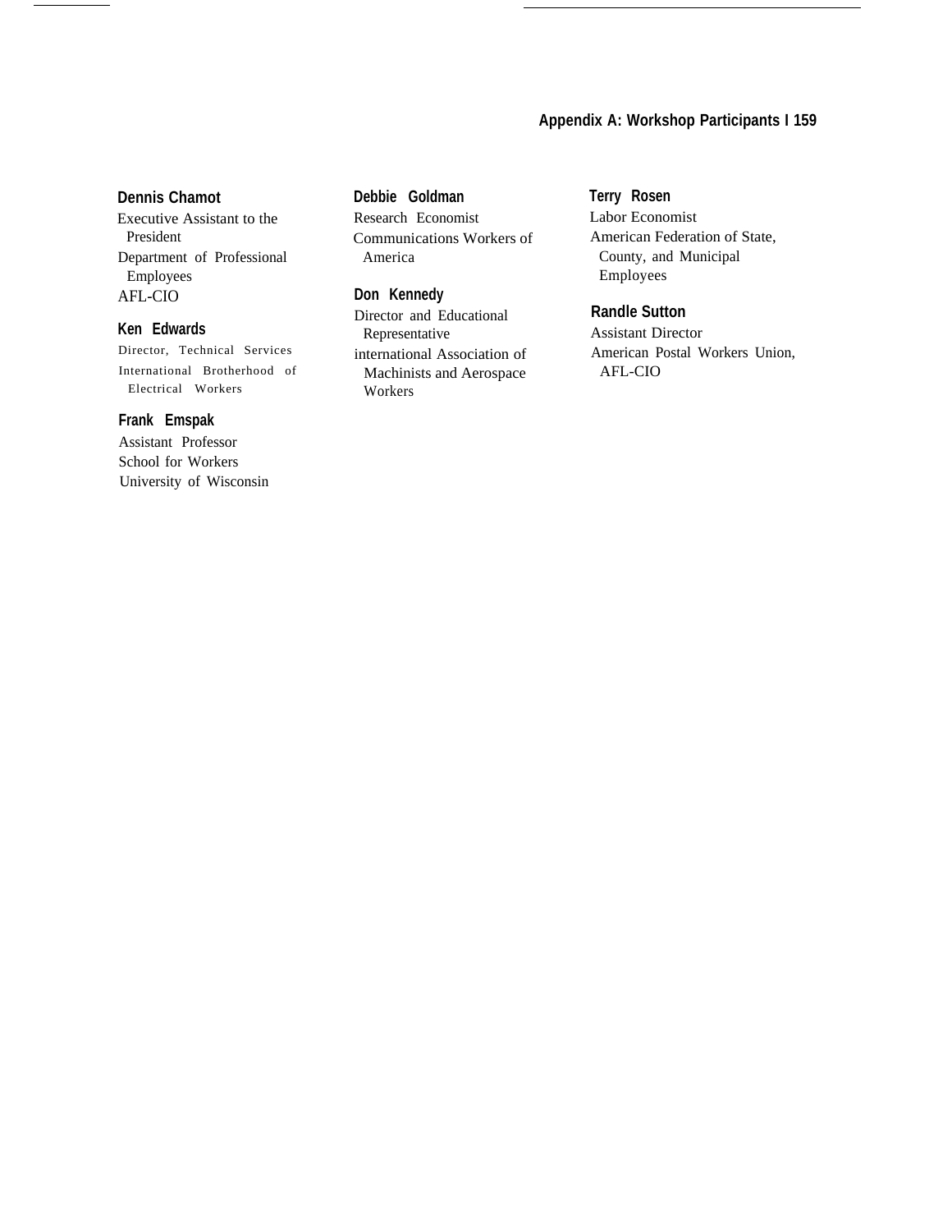**Dennis Chamot**
Executive Assistant to the President
Department of Professional Employees
AFL-CIO

**Ken Edwards**
Director, Technical Services
International Brotherhood of Electrical Workers

**Frank Emspak**
Assistant Professor
School for Workers
University of Wisconsin

**Debbie Goldman**
Research Economist
Communications Workers of America

**Don Kennedy**
Director and Educational Representative
international Association of Machinists and Aerospace Workers

**Terry Rosen**
Labor Economist
American Federation of State, County, and Municipal Employees

**Randle Sutton**
Assistant Director
American Postal Workers Union, AFL-CIO